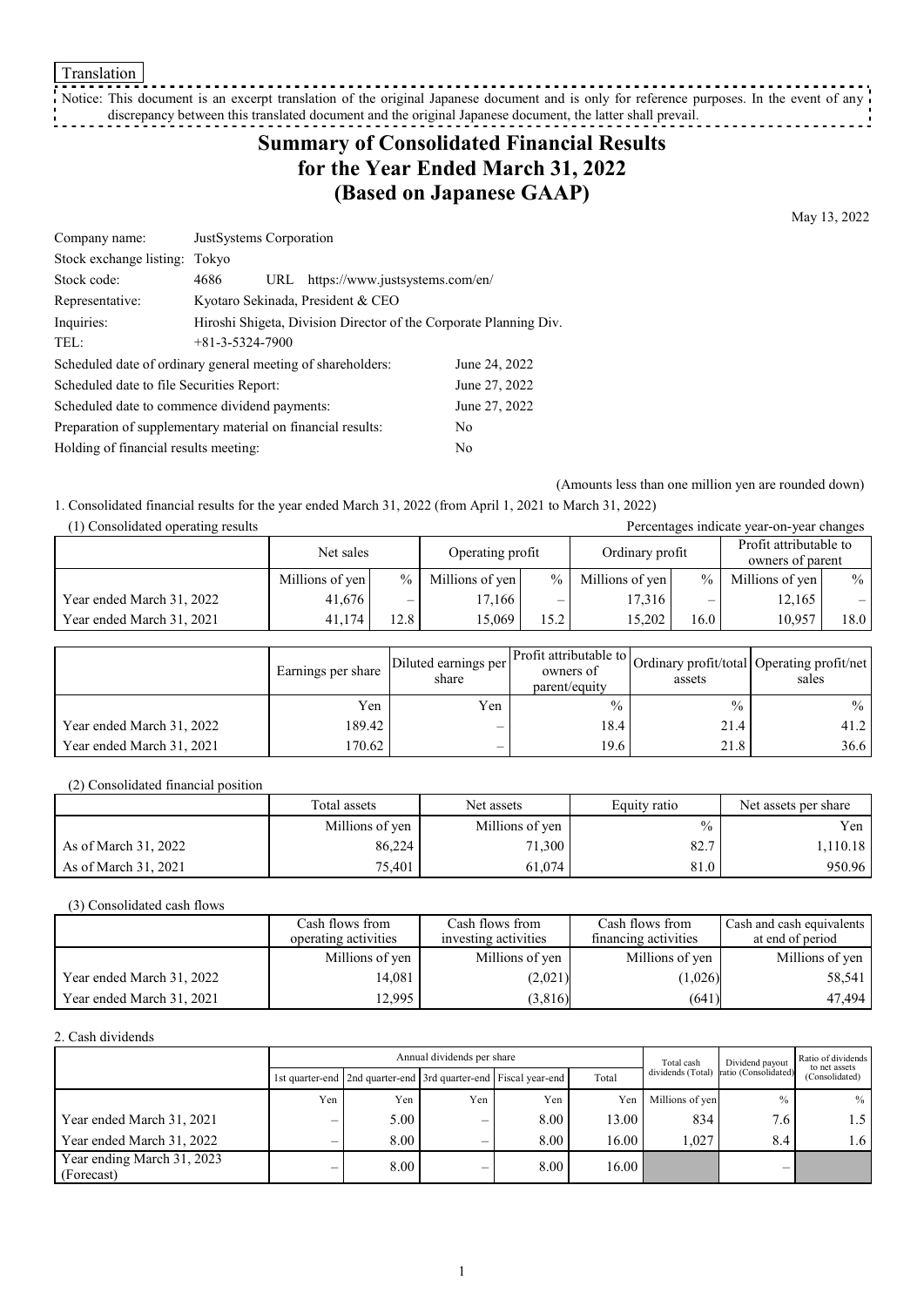Translation

Notice: This document is an excerpt translation of the original Japanese document and is only for reference purposes. In the event of any discrepancy between this translated document and the original Japanese document, the latter shall prevail.

# Summary of Consolidated Financial Results for the Year Ended March 31, 2022 (Based on Japanese GAAP)

May 13, 2022

| | |
|---|---|
| Company name: | JustSystems Corporation |
| Stock exchange listing: | Tokyo |
| Stock code: | 4686 URL https://www.justsystems.com/en/ |
| Representative: | Kyotaro Sekinada, President & CEO |
| Inquiries: | Hiroshi Shigeta, Division Director of the Corporate Planning Div. |
| TEL: | +81-3-5324-7900 |

| | |
|---|---|
| Scheduled date of ordinary general meeting of shareholders: | June 24, 2022 |
| Scheduled date to file Securities Report: | June 27, 2022 |
| Scheduled date to commence dividend payments: | June 27, 2022 |
| Preparation of supplementary material on financial results: | No |
| Holding of financial results meeting: | No |

(Amounts less than one million yen are rounded down)

1. Consolidated financial results for the year ended March 31, 2022 (from April 1, 2021 to March 31, 2022)

(1) Consolidated operating results

Percentages indicate year-on-year changes

| | Net sales | | Operating profit | | Ordinary profit | | Profit attributable to owners of parent | |
|---|---|---|---|---|---|---|---|---|
| | Millions of yen | % | Millions of yen | % | Millions of yen | % | Millions of yen | % |
| Year ended March 31, 2022 | 41,676 | – | 17,166 | – | 17,316 | – | 12,165 | – |
| Year ended March 31, 2021 | 41,174 | 12.8 | 15,069 | 15.2 | 15,202 | 16.0 | 10,957 | 18.0 |

| | Earnings per share | Diluted earnings per share | Profit attributable to owners of parent/equity | Ordinary profit/total assets | Operating profit/net sales |
|---|---|---|---|---|---|
| | Yen | Yen | % | % | % |
| Year ended March 31, 2022 | 189.42 | – | 18.4 | 21.4 | 41.2 |
| Year ended March 31, 2021 | 170.62 | – | 19.6 | 21.8 | 36.6 |

(2) Consolidated financial position

| | Total assets | Net assets | Equity ratio | Net assets per share |
|---|---|---|---|---|
| | Millions of yen | Millions of yen | % | Yen |
| As of March 31, 2022 | 86,224 | 71,300 | 82.7 | 1,110.18 |
| As of March 31, 2021 | 75,401 | 61,074 | 81.0 | 950.96 |

(3) Consolidated cash flows

| | Cash flows from operating activities | Cash flows from investing activities | Cash flows from financing activities | Cash and cash equivalents at end of period |
|---|---|---|---|---|
| | Millions of yen | Millions of yen | Millions of yen | Millions of yen |
| Year ended March 31, 2022 | 14,081 | (2,021) | (1,026) | 58,541 |
| Year ended March 31, 2021 | 12,995 | (3,816) | (641) | 47,494 |

2. Cash dividends

| | Annual dividends per share | | | | | Total cash dividends (Total) | Dividend payout ratio (Consolidated) | Ratio of dividends to net assets (Consolidated) |
|---|---|---|---|---|---|---|---|---|
| | 1st quarter-end | 2nd quarter-end | 3rd quarter-end | Fiscal year-end | Total | | | |
| | Yen | Yen | Yen | Yen | Yen | Millions of yen | % | % |
| Year ended March 31, 2021 | – | 5.00 | – | 8.00 | 13.00 | 834 | 7.6 | 1.5 |
| Year ended March 31, 2022 | – | 8.00 | – | 8.00 | 16.00 | 1,027 | 8.4 | 1.6 |
| Year ending March 31, 2023 (Forecast) | – | 8.00 | – | 8.00 | 16.00 | | – | |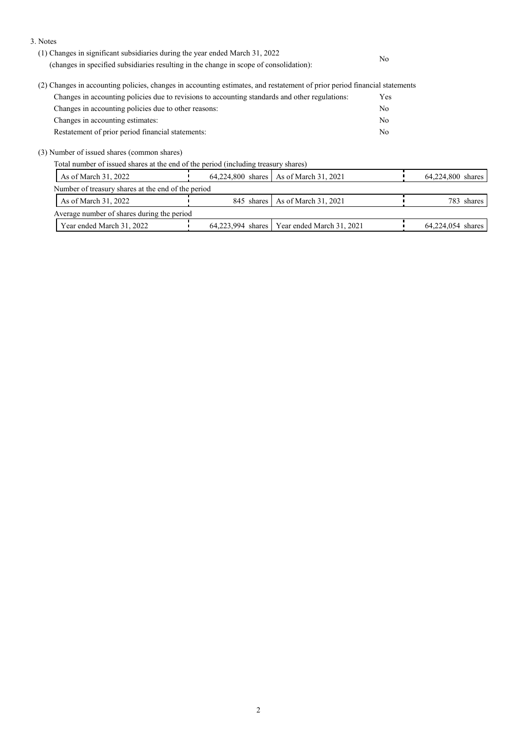3. Notes

(1) Changes in significant subsidiaries during the year ended March 31, 2022 (changes in specified subsidiaries resulting in the change in scope of consolidation): No

(2) Changes in accounting policies, changes in accounting estimates, and restatement of prior period financial statements

| | |
|---|---|
| Changes in accounting policies due to revisions to accounting standards and other regulations: | Yes |
| Changes in accounting policies due to other reasons: | No |
| Changes in accounting estimates: | No |
| Restatement of prior period financial statements: | No |

(3) Number of issued shares (common shares)

Total number of issued shares at the end of the period (including treasury shares)

| | | | |
|---|---|---|---|
| As of March 31, 2022 | 64,224,800 shares | As of March 31, 2021 | 64,224,800 shares |

Number of treasury shares at the end of the period

| | | | |
|---|---|---|---|
| As of March 31, 2022 | 845 shares | As of March 31, 2021 | 783 shares |

Average number of shares during the period

| | | | |
|---|---|---|---|
| Year ended March 31, 2022 | 64,223,994 shares | Year ended March 31, 2021 | 64,224,054 shares |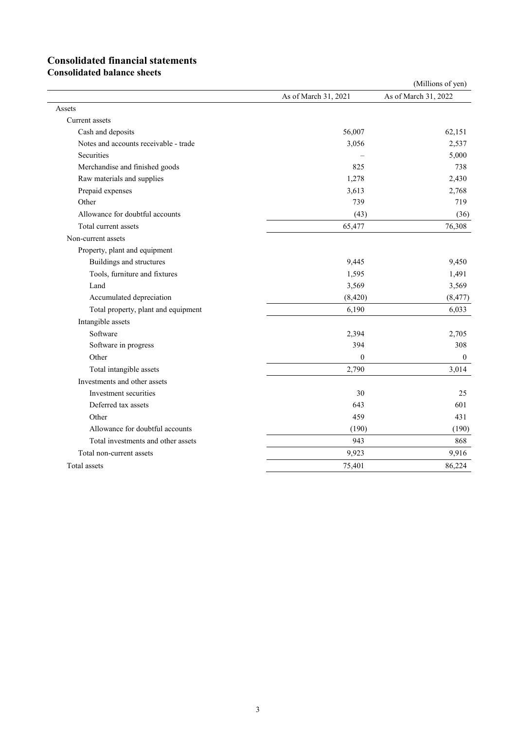# Consolidated financial statements

## Consolidated balance sheets

(Millions of yen)

| | As of March 31, 2021 | As of March 31, 2022 |
|---|---|---|
| Assets | | |
| Current assets | | |
| Cash and deposits | 56,007 | 62,151 |
| Notes and accounts receivable - trade | 3,056 | 2,537 |
| Securities | – | 5,000 |
| Merchandise and finished goods | 825 | 738 |
| Raw materials and supplies | 1,278 | 2,430 |
| Prepaid expenses | 3,613 | 2,768 |
| Other | 739 | 719 |
| Allowance for doubtful accounts | (43) | (36) |
| Total current assets | 65,477 | 76,308 |
| Non-current assets | | |
| Property, plant and equipment | | |
| Buildings and structures | 9,445 | 9,450 |
| Tools, furniture and fixtures | 1,595 | 1,491 |
| Land | 3,569 | 3,569 |
| Accumulated depreciation | (8,420) | (8,477) |
| Total property, plant and equipment | 6,190 | 6,033 |
| Intangible assets | | |
| Software | 2,394 | 2,705 |
| Software in progress | 394 | 308 |
| Other | 0 | 0 |
| Total intangible assets | 2,790 | 3,014 |
| Investments and other assets | | |
| Investment securities | 30 | 25 |
| Deferred tax assets | 643 | 601 |
| Other | 459 | 431 |
| Allowance for doubtful accounts | (190) | (190) |
| Total investments and other assets | 943 | 868 |
| Total non-current assets | 9,923 | 9,916 |
| Total assets | 75,401 | 86,224 |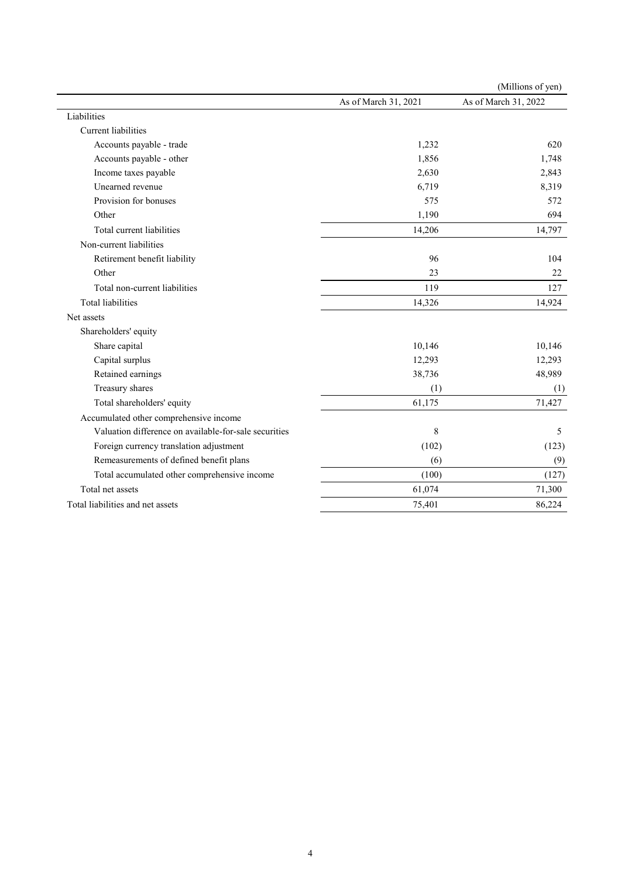(Millions of yen)

| | As of March 31, 2021 | As of March 31, 2022 |
|---|---|---|
| Liabilities | | |
| Current liabilities | | |
| Accounts payable - trade | 1,232 | 620 |
| Accounts payable - other | 1,856 | 1,748 |
| Income taxes payable | 2,630 | 2,843 |
| Unearned revenue | 6,719 | 8,319 |
| Provision for bonuses | 575 | 572 |
| Other | 1,190 | 694 |
| Total current liabilities | 14,206 | 14,797 |
| Non-current liabilities | | |
| Retirement benefit liability | 96 | 104 |
| Other | 23 | 22 |
| Total non-current liabilities | 119 | 127 |
| Total liabilities | 14,326 | 14,924 |
| Net assets | | |
| Shareholders' equity | | |
| Share capital | 10,146 | 10,146 |
| Capital surplus | 12,293 | 12,293 |
| Retained earnings | 38,736 | 48,989 |
| Treasury shares | (1) | (1) |
| Total shareholders' equity | 61,175 | 71,427 |
| Accumulated other comprehensive income | | |
| Valuation difference on available-for-sale securities | 8 | 5 |
| Foreign currency translation adjustment | (102) | (123) |
| Remeasurements of defined benefit plans | (6) | (9) |
| Total accumulated other comprehensive income | (100) | (127) |
| Total net assets | 61,074 | 71,300 |
| Total liabilities and net assets | 75,401 | 86,224 |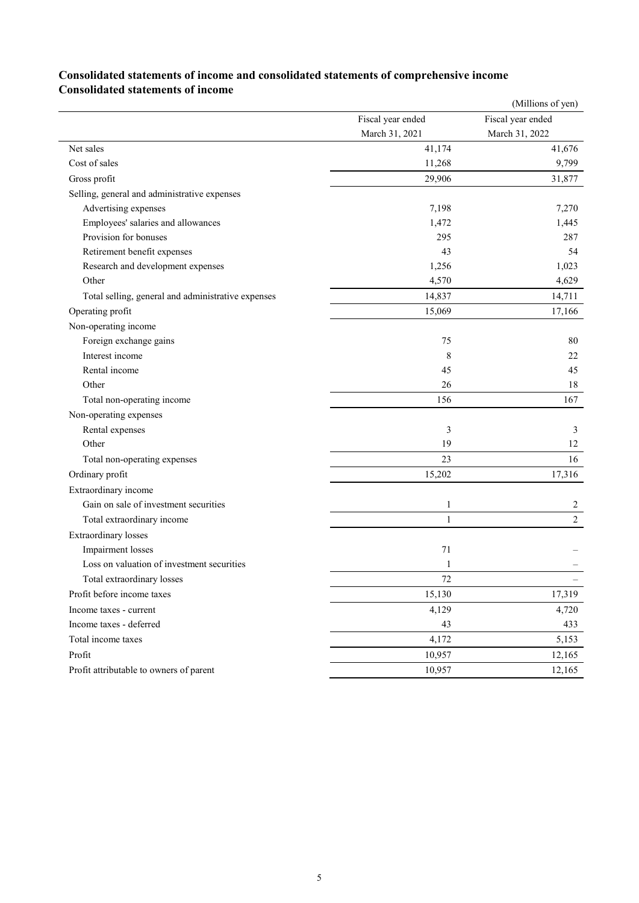## Consolidated statements of income and consolidated statements of comprehensive income

### Consolidated statements of income

(Millions of yen)

| | Fiscal year ended March 31, 2021 | Fiscal year ended March 31, 2022 |
|---|---|---|
| Net sales | 41,174 | 41,676 |
| Cost of sales | 11,268 | 9,799 |
| Gross profit | 29,906 | 31,877 |
| Selling, general and administrative expenses | | |
| Advertising expenses | 7,198 | 7,270 |
| Employees' salaries and allowances | 1,472 | 1,445 |
| Provision for bonuses | 295 | 287 |
| Retirement benefit expenses | 43 | 54 |
| Research and development expenses | 1,256 | 1,023 |
| Other | 4,570 | 4,629 |
| Total selling, general and administrative expenses | 14,837 | 14,711 |
| Operating profit | 15,069 | 17,166 |
| Non-operating income | | |
| Foreign exchange gains | 75 | 80 |
| Interest income | 8 | 22 |
| Rental income | 45 | 45 |
| Other | 26 | 18 |
| Total non-operating income | 156 | 167 |
| Non-operating expenses | | |
| Rental expenses | 3 | 3 |
| Other | 19 | 12 |
| Total non-operating expenses | 23 | 16 |
| Ordinary profit | 15,202 | 17,316 |
| Extraordinary income | | |
| Gain on sale of investment securities | 1 | 2 |
| Total extraordinary income | 1 | 2 |
| Extraordinary losses | | |
| Impairment losses | 71 | – |
| Loss on valuation of investment securities | 1 | – |
| Total extraordinary losses | 72 | – |
| Profit before income taxes | 15,130 | 17,319 |
| Income taxes - current | 4,129 | 4,720 |
| Income taxes - deferred | 43 | 433 |
| Total income taxes | 4,172 | 5,153 |
| Profit | 10,957 | 12,165 |
| Profit attributable to owners of parent | 10,957 | 12,165 |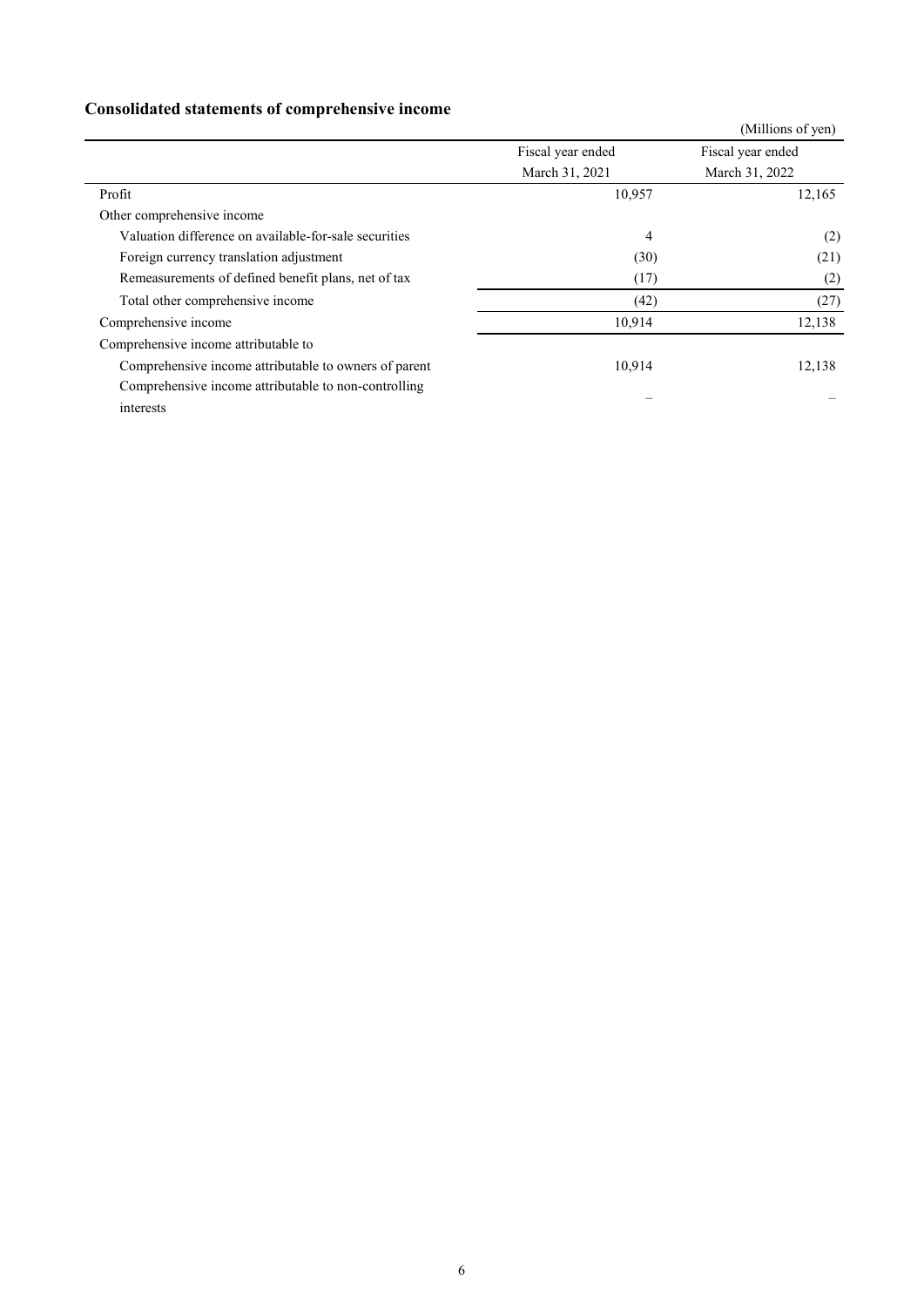## Consolidated statements of comprehensive income

(Millions of yen)

| | Fiscal year ended March 31, 2021 | Fiscal year ended March 31, 2022 |
|---|---|---|
| Profit | 10,957 | 12,165 |
| Other comprehensive income | | |
| Valuation difference on available-for-sale securities | 4 | (2) |
| Foreign currency translation adjustment | (30) | (21) |
| Remeasurements of defined benefit plans, net of tax | (17) | (2) |
| Total other comprehensive income | (42) | (27) |
| Comprehensive income | 10,914 | 12,138 |
| Comprehensive income attributable to | | |
| Comprehensive income attributable to owners of parent | 10,914 | 12,138 |
| Comprehensive income attributable to non-controlling interests | – | – |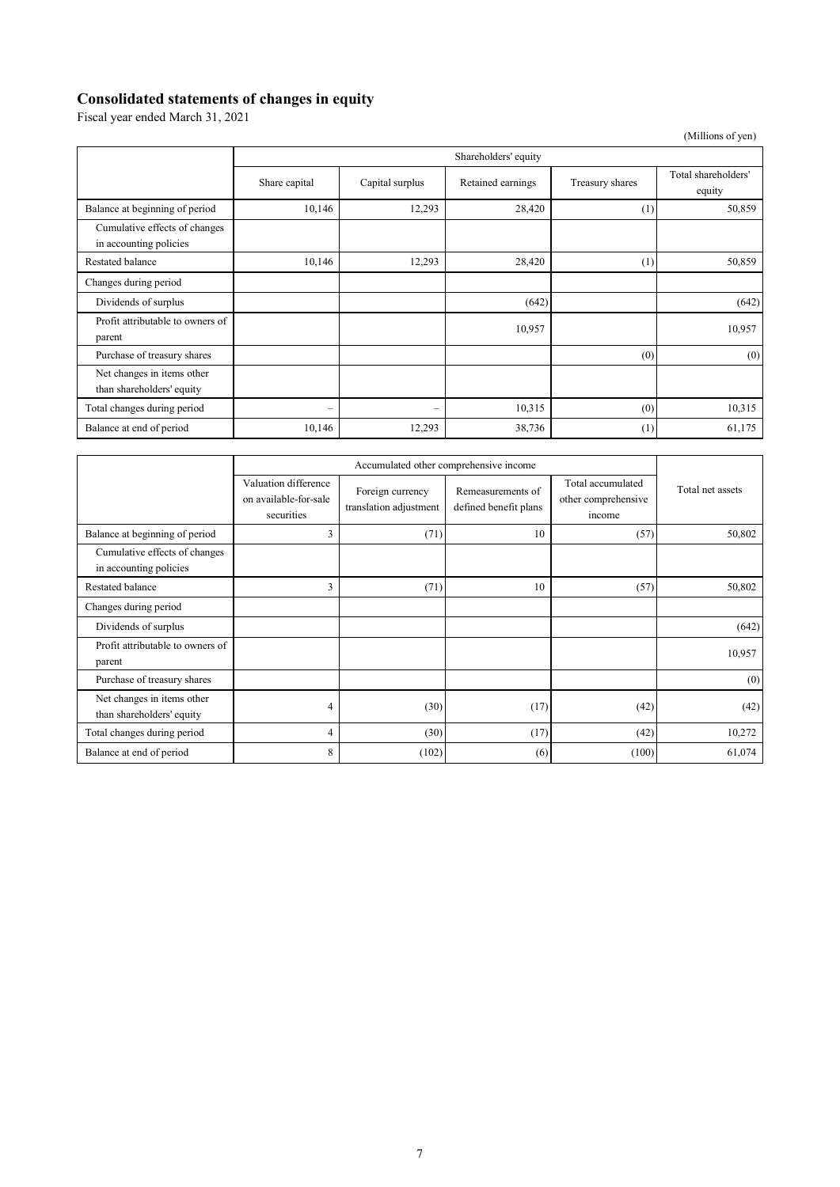## Consolidated statements of changes in equity

Fiscal year ended March 31, 2021

(Millions of yen)

| | Shareholders' equity | | | | |
|---|---|---|---|---|---|
| | Share capital | Capital surplus | Retained earnings | Treasury shares | Total shareholders' equity |
| Balance at beginning of period | 10,146 | 12,293 | 28,420 | (1) | 50,859 |
| Cumulative effects of changes in accounting policies | | | | | |
| Restated balance | 10,146 | 12,293 | 28,420 | (1) | 50,859 |
| Changes during period | | | | | |
| Dividends of surplus | | | (642) | | (642) |
| Profit attributable to owners of parent | | | 10,957 | | 10,957 |
| Purchase of treasury shares | | | | (0) | (0) |
| Net changes in items other than shareholders' equity | | | | | |
| Total changes during period | – | – | 10,315 | (0) | 10,315 |
| Balance at end of period | 10,146 | 12,293 | 38,736 | (1) | 61,175 |

| | Accumulated other comprehensive income | | | | Total net assets |
|---|---|---|---|---|---|
| | Valuation difference on available-for-sale securities | Foreign currency translation adjustment | Remeasurements of defined benefit plans | Total accumulated other comprehensive income | |
| Balance at beginning of period | 3 | (71) | 10 | (57) | 50,802 |
| Cumulative effects of changes in accounting policies | | | | | |
| Restated balance | 3 | (71) | 10 | (57) | 50,802 |
| Changes during period | | | | | |
| Dividends of surplus | | | | | (642) |
| Profit attributable to owners of parent | | | | | 10,957 |
| Purchase of treasury shares | | | | | (0) |
| Net changes in items other than shareholders' equity | 4 | (30) | (17) | (42) | (42) |
| Total changes during period | 4 | (30) | (17) | (42) | 10,272 |
| Balance at end of period | 8 | (102) | (6) | (100) | 61,074 |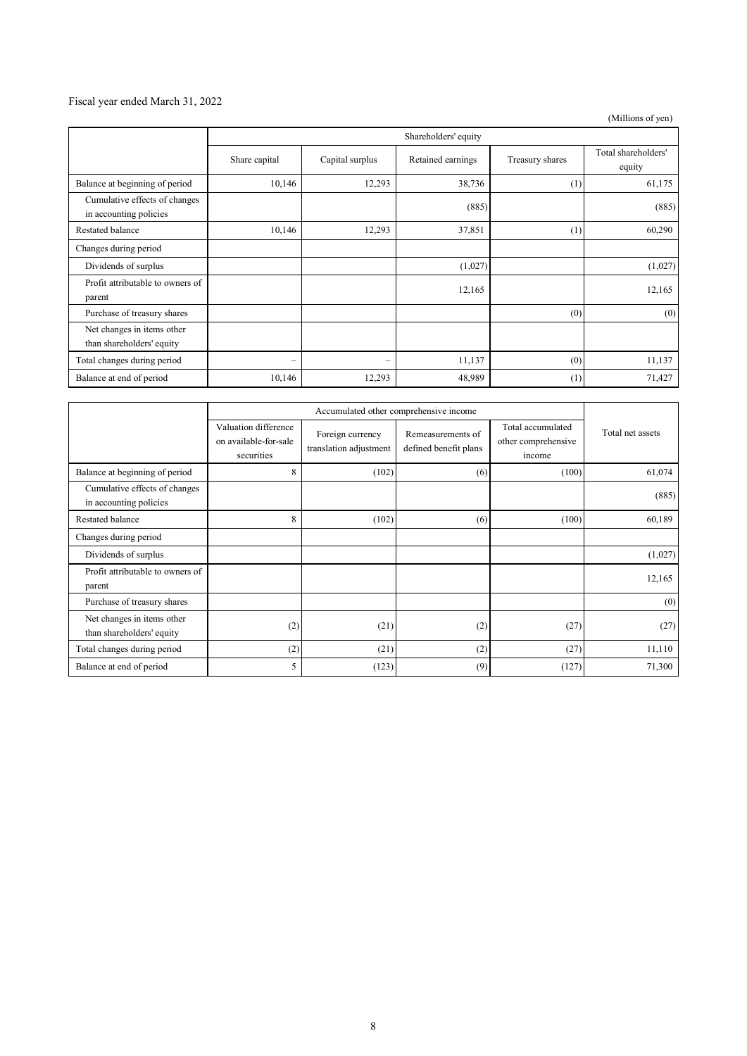Fiscal year ended March 31, 2022

(Millions of yen)

| | Shareholders' equity | | | | |
|---|---|---|---|---|---|
| | Share capital | Capital surplus | Retained earnings | Treasury shares | Total shareholders' equity |
| Balance at beginning of period | 10,146 | 12,293 | 38,736 | (1) | 61,175 |
| Cumulative effects of changes in accounting policies | | | (885) | | (885) |
| Restated balance | 10,146 | 12,293 | 37,851 | (1) | 60,290 |
| Changes during period | | | | | |
| Dividends of surplus | | | (1,027) | | (1,027) |
| Profit attributable to owners of parent | | | 12,165 | | 12,165 |
| Purchase of treasury shares | | | | (0) | (0) |
| Net changes in items other than shareholders' equity | | | | | |
| Total changes during period | – | – | 11,137 | (0) | 11,137 |
| Balance at end of period | 10,146 | 12,293 | 48,989 | (1) | 71,427 |

| | Accumulated other comprehensive income | | | | Total net assets |
|---|---|---|---|---|---|
| | Valuation difference on available-for-sale securities | Foreign currency translation adjustment | Remeasurements of defined benefit plans | Total accumulated other comprehensive income | |
| Balance at beginning of period | 8 | (102) | (6) | (100) | 61,074 |
| Cumulative effects of changes in accounting policies | | | | | (885) |
| Restated balance | 8 | (102) | (6) | (100) | 60,189 |
| Changes during period | | | | | |
| Dividends of surplus | | | | | (1,027) |
| Profit attributable to owners of parent | | | | | 12,165 |
| Purchase of treasury shares | | | | | (0) |
| Net changes in items other than shareholders' equity | (2) | (21) | (2) | (27) | (27) |
| Total changes during period | (2) | (21) | (2) | (27) | 11,110 |
| Balance at end of period | 5 | (123) | (9) | (127) | 71,300 |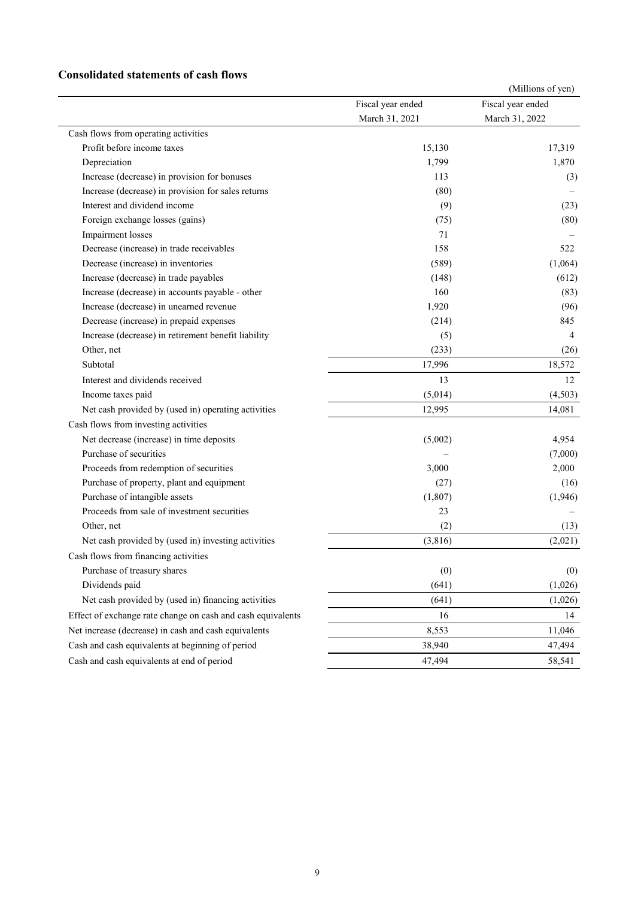## Consolidated statements of cash flows

(Millions of yen)

| | Fiscal year ended March 31, 2021 | Fiscal year ended March 31, 2022 |
|---|---|---|
| Cash flows from operating activities | | |
| Profit before income taxes | 15,130 | 17,319 |
| Depreciation | 1,799 | 1,870 |
| Increase (decrease) in provision for bonuses | 113 | (3) |
| Increase (decrease) in provision for sales returns | (80) | – |
| Interest and dividend income | (9) | (23) |
| Foreign exchange losses (gains) | (75) | (80) |
| Impairment losses | 71 | – |
| Decrease (increase) in trade receivables | 158 | 522 |
| Decrease (increase) in inventories | (589) | (1,064) |
| Increase (decrease) in trade payables | (148) | (612) |
| Increase (decrease) in accounts payable - other | 160 | (83) |
| Increase (decrease) in unearned revenue | 1,920 | (96) |
| Decrease (increase) in prepaid expenses | (214) | 845 |
| Increase (decrease) in retirement benefit liability | (5) | 4 |
| Other, net | (233) | (26) |
| Subtotal | 17,996 | 18,572 |
| Interest and dividends received | 13 | 12 |
| Income taxes paid | (5,014) | (4,503) |
| Net cash provided by (used in) operating activities | 12,995 | 14,081 |
| Cash flows from investing activities | | |
| Net decrease (increase) in time deposits | (5,002) | 4,954 |
| Purchase of securities | – | (7,000) |
| Proceeds from redemption of securities | 3,000 | 2,000 |
| Purchase of property, plant and equipment | (27) | (16) |
| Purchase of intangible assets | (1,807) | (1,946) |
| Proceeds from sale of investment securities | 23 | – |
| Other, net | (2) | (13) |
| Net cash provided by (used in) investing activities | (3,816) | (2,021) |
| Cash flows from financing activities | | |
| Purchase of treasury shares | (0) | (0) |
| Dividends paid | (641) | (1,026) |
| Net cash provided by (used in) financing activities | (641) | (1,026) |
| Effect of exchange rate change on cash and cash equivalents | 16 | 14 |
| Net increase (decrease) in cash and cash equivalents | 8,553 | 11,046 |
| Cash and cash equivalents at beginning of period | 38,940 | 47,494 |
| Cash and cash equivalents at end of period | 47,494 | 58,541 |